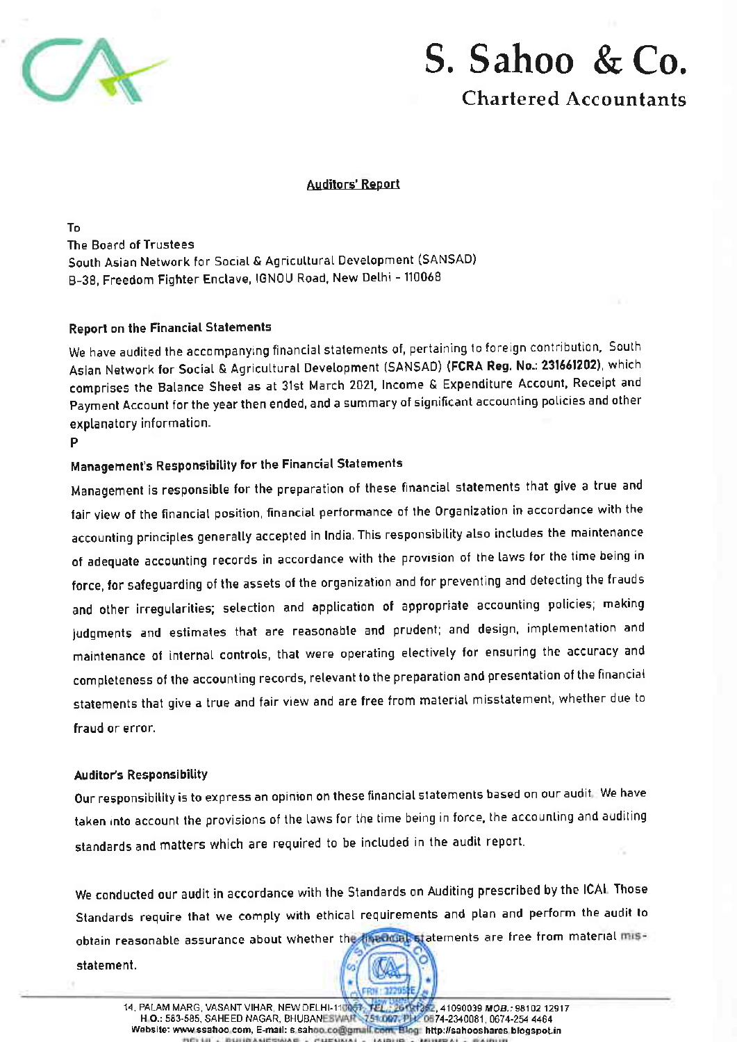# S. Sahoo & Co.

## Chartered Accountants

**Auditors' Report**

To
The Board of Trustees
South Asian Network for Social & Agricultural Development (SANSAD)
B-38, Freedom Fighter Enclave, IGNOU Road, New Delhi - 110068

### Report on the Financial Statements

We have audited the accompanying financial statements of, pertaining to foreign contribution, South Asian Network for Social & Agricultural Development (SANSAD) **(FCRA Reg. No.: 231661202)**, which comprises the Balance Sheet as at 31st March 2021, Income & Expenditure Account, Receipt and Payment Account for the year then ended, and a summary of significant accounting policies and other explanatory information.

P

### Management's Responsibility for the Financial Statements

Management is responsible for the preparation of these financial statements that give a true and fair view of the financial position, financial performance of the Organization in accordance with the accounting principles generally accepted in India. This responsibility also includes the maintenance of adequate accounting records in accordance with the provision of the laws for the time being in force, for safeguarding of the assets of the organization and for preventing and detecting the frauds and other irregularities; selection and application of appropriate accounting policies; making judgments and estimates that are reasonable and prudent; and design, implementation and maintenance of internal controls, that were operating electively for ensuring the accuracy and completeness of the accounting records, relevant to the preparation and presentation of the financial statements that give a true and fair view and are free from material misstatement, whether due to fraud or error.

### Auditor's Responsibility

Our responsibility is to express an opinion on these financial statements based on our audit. We have taken into account the provisions of the laws for the time being in force, the accounting and auditing standards and matters which are required to be included in the audit report.

We conducted our audit in accordance with the Standards on Auditing prescribed by the ICAI. Those Standards require that we comply with ethical requirements and plan and perform the audit to obtain reasonable assurance about whether the financial statements are free from material mis-statement.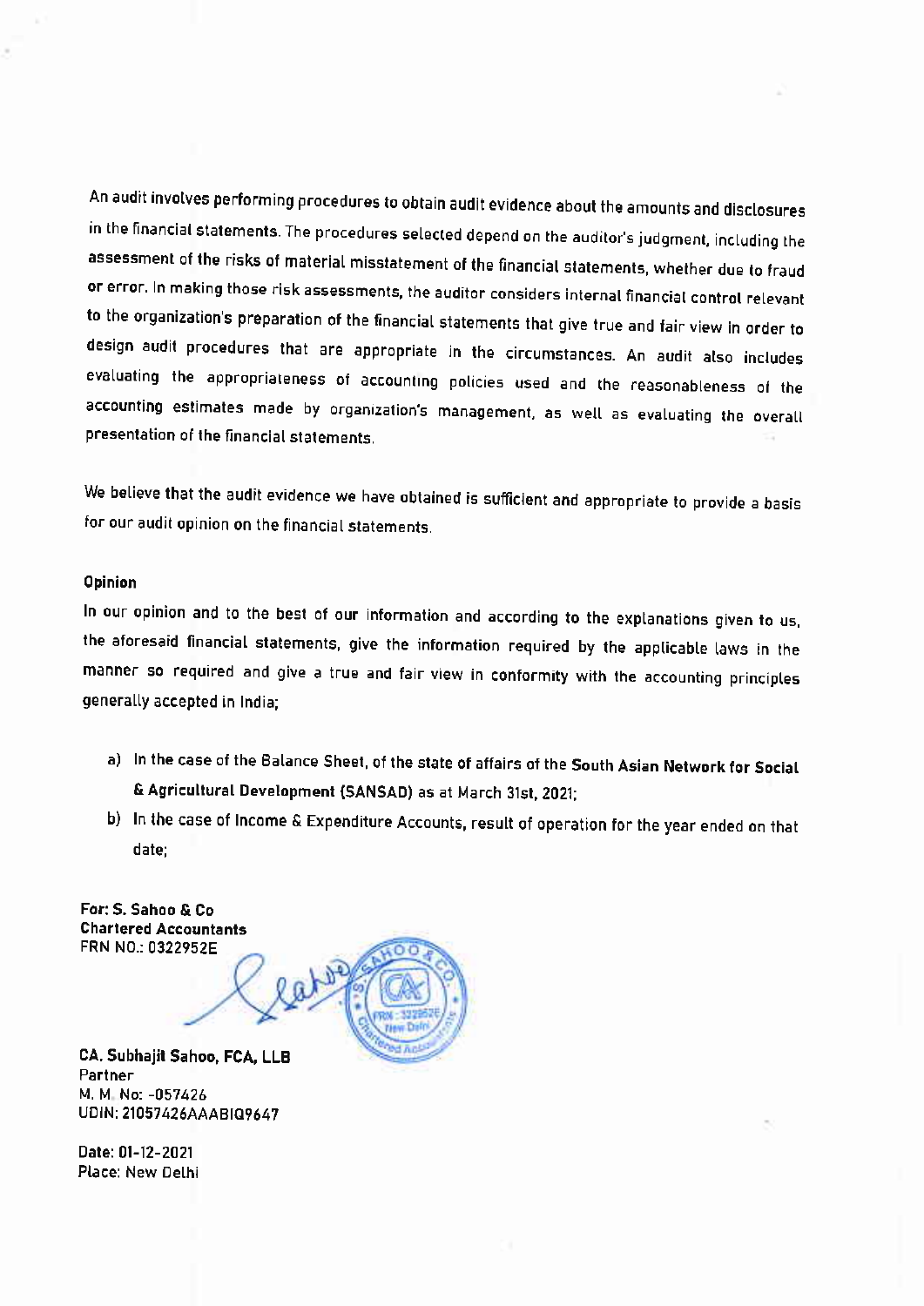An audit involves performing procedures to obtain audit evidence about the amounts and disclosures in the financial statements. The procedures selected depend on the auditor's judgment, including the assessment of the risks of material misstatement of the financial statements, whether due to fraud or error. In making those risk assessments, the auditor considers internal financial control relevant to the organization's preparation of the financial statements that give true and fair view in order to design audit procedures that are appropriate in the circumstances. An audit also includes evaluating the appropriateness of accounting policies used and the reasonableness of the accounting estimates made by organization's management, as well as evaluating the overall presentation of the financial statements.

We believe that the audit evidence we have obtained is sufficient and appropriate to provide a basis for our audit opinion on the financial statements.

**Opinion**

In our opinion and to the best of our information and according to the explanations given to us, the aforesaid financial statements, give the information required by the applicable laws in the manner so required and give a true and fair view in conformity with the accounting principles generally accepted in India;

a) In the case of the Balance Sheet, of the state of affairs of the **South Asian Network for Social & Agricultural Development (SANSAD)** as at March 31st, 2021;

b) In the case of Income & Expenditure Accounts, result of operation for the year ended on that date;

**For: S. Sahoo & Co**
**Chartered Accountants**
FRN NO.: 0322952E

**CA. Subhajit Sahoo, FCA, LLB**
Partner
M. M. No: -057426
UDIN: 21057426AAABIQ9647

Date: 01-12-2021
Place: New Delhi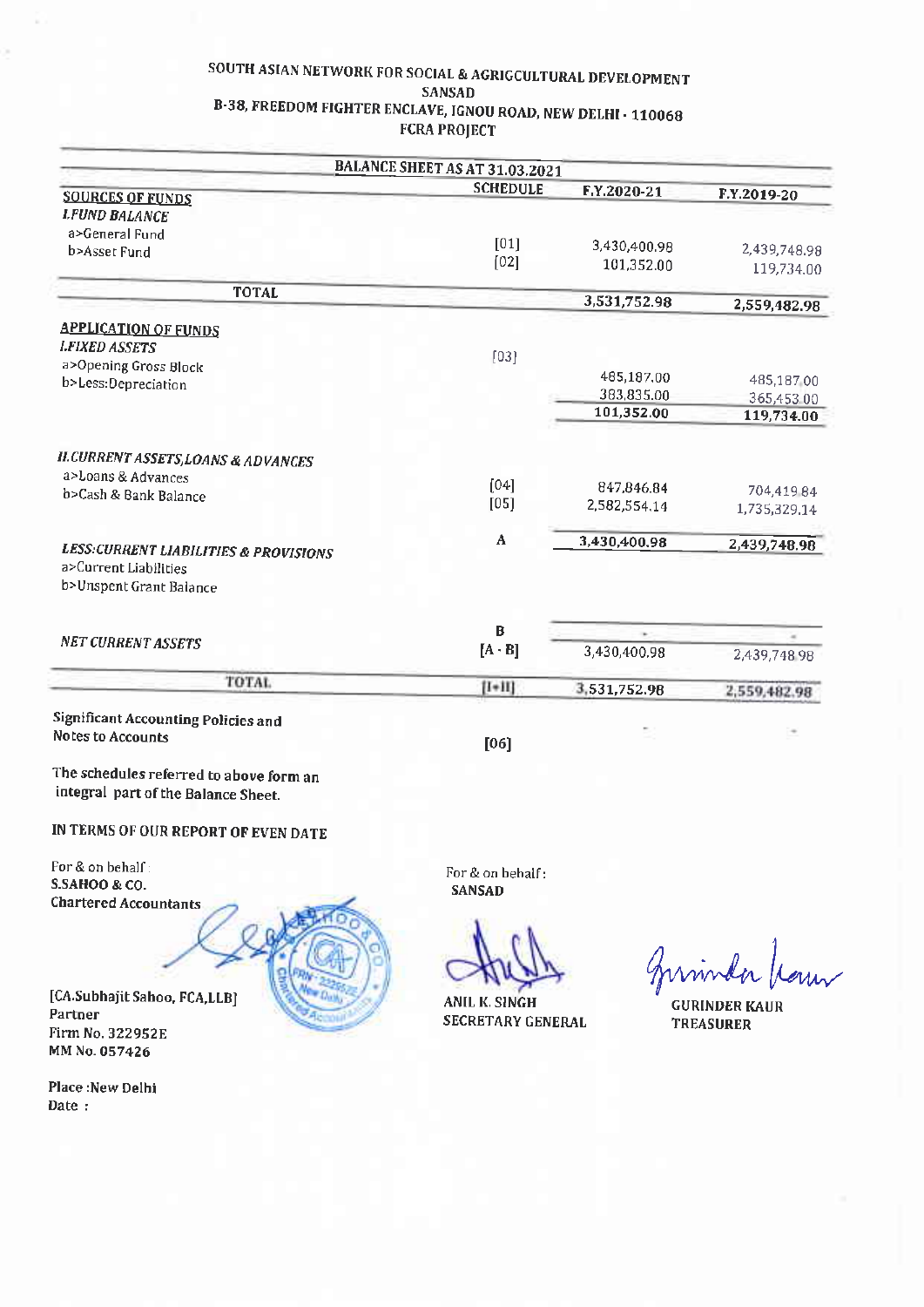# SOUTH ASIAN NETWORK FOR SOCIAL & AGRIGCULTURAL DEVELOPMENT
## SANSAD
## B-38, FREEDOM FIGHTER ENCLAVE, IGNOU ROAD, NEW DELHI - 110068
## FCRA PROJECT

**BALANCE SHEET AS AT 31.03.2021**

| | SCHEDULE | F.Y.2020-21 | F.Y.2019-20 |
|---|---|---|---|
| **SOURCES OF FUNDS** | | | |
| ***I.FUND BALANCE*** | | | |
| a>General Fund | [01] | 3,430,400.98 | 2,439,748.98 |
| b>Asset Fund | [02] | 101,352.00 | 119,734.00 |
| **TOTAL** | | **3,531,752.98** | **2,559,482.98** |
| **APPLICATION OF FUNDS** | | | |
| ***I.FIXED ASSETS*** | [03] | | |
| a>Opening Gross Block | | 485,187.00 | 485,187.00 |
| b>Less:Depreciation | | 383,835.00 | 365,453.00 |
| | | **101,352.00** | **119,734.00** |
| ***II.CURRENT ASSETS,LOANS & ADVANCES*** | | | |
| a>Loans & Advances | [04] | 847,846.84 | 704,419.84 |
| b>Cash & Bank Balance | [05] | 2,582,554.14 | 1,735,329.14 |
| | A | **3,430,400.98** | **2,439,748.98** |
| ***LESS:CURRENT LIABILITIES & PROVISIONS*** | | | |
| a>Current Liabilities | | | |
| b>Unspent Grant Balance | | | |
| | B | - | - |
| ***NET CURRENT ASSETS*** | [A - B] | 3,430,400.98 | 2,439,748.98 |
| **TOTAL** | [I+II] | **3,531,752.98** | **2,559,482.98** |
| **Significant Accounting Policies and Notes to Accounts** | **[06]** | - | - |

The schedules referred to above form an integral part of the Balance Sheet.

**IN TERMS OF OUR REPORT OF EVEN DATE**

For & on behalf :
**S.SAHOO & CO.**
**Chartered Accountants**

[CA.Subhajit Sahoo, FCA,LLB]
Partner
Firm No. 322952E
MM No. 057426

Place :New Delhi
Date :

For & on behalf :
**SANSAD**

**ANIL K. SINGH**
**SECRETARY GENERAL**

**GURINDER KAUR**
**TREASURER**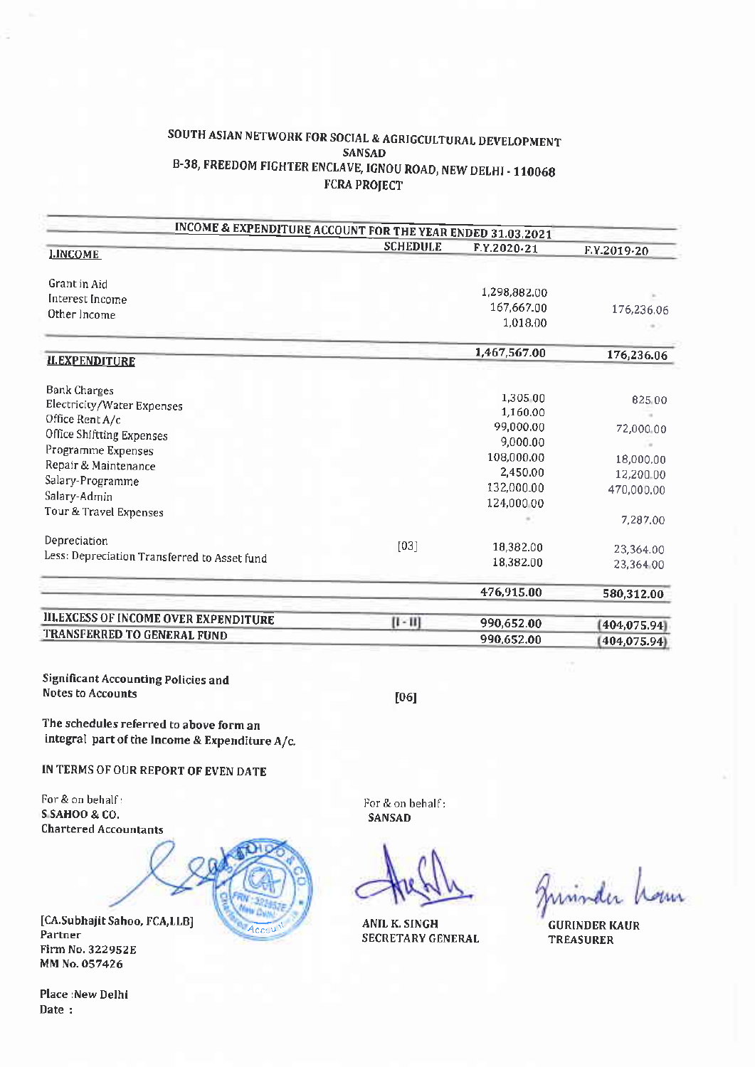# SOUTH ASIAN NETWORK FOR SOCIAL & AGRIGCULTURAL DEVELOPMENT
## SANSAD
### B-38, FREEDOM FIGHTER ENCLAVE, IGNOU ROAD, NEW DELHI - 110068
### FCRA PROJECT

| INCOME & EXPENDITURE ACCOUNT FOR THE YEAR ENDED 31.03.2021 | | | |
|---|---|---|---|
| | **SCHEDULE** | **F.Y.2020-21** | **F.Y.2019-20** |
| **I.INCOME** | | | |
| Grant in Aid | | 1,298,882.00 | - |
| Interest Income | | 167,667.00 | 176,236.06 |
| Other Income | | 1,018.00 | - |
| | | **1,467,567.00** | **176,236.06** |
| **II.EXPENDITURE** | | | |
| Bank Charges | | 1,305.00 | 825.00 |
| Electricity/Water Expenses | | 1,160.00 | - |
| Office Rent A/c | | 99,000.00 | 72,000.00 |
| Office Shifting Expenses | | 9,000.00 | - |
| Programme Expenses | | 108,000.00 | 18,000.00 |
| Repair & Maintenance | | 2,450.00 | 12,200.00 |
| Salary-Programme | | 132,000.00 | 470,000.00 |
| Salary-Admin | | 124,000.00 | |
| Tour & Travel Expenses | | - | 7,287.00 |
| Depreciation | [03] | 18,382.00 | 23,364.00 |
| Less: Depreciation Transferred to Asset fund | | 18,382.00 | 23,364.00 |
| | | **476,915.00** | **580,312.00** |
| **III.EXCESS OF INCOME OVER EXPENDITURE** | **[I - II]** | **990,652.00** | **(404,075.94)** |
| **TRANSFERRED TO GENERAL FUND** | | **990,652.00** | **(404,075.94)** |

**Significant Accounting Policies and Notes to Accounts** **[06]**

**The schedules referred to above form an integral part of the Income & Expenditure A/c.**

**IN TERMS OF OUR REPORT OF EVEN DATE**

For & on behalf :
**S.SAHOO & CO.**
**Chartered Accountants**

**[CA.Subhajit Sahoo, FCA,LLB]**
**Partner**
**Firm No. 322952E**
**MM No. 057426**

**Place :New Delhi**
**Date :**

For & on behalf :
**SANSAD**

**ANIL K. SINGH**
**SECRETARY GENERAL**

**GURINDER KAUR**
**TREASURER**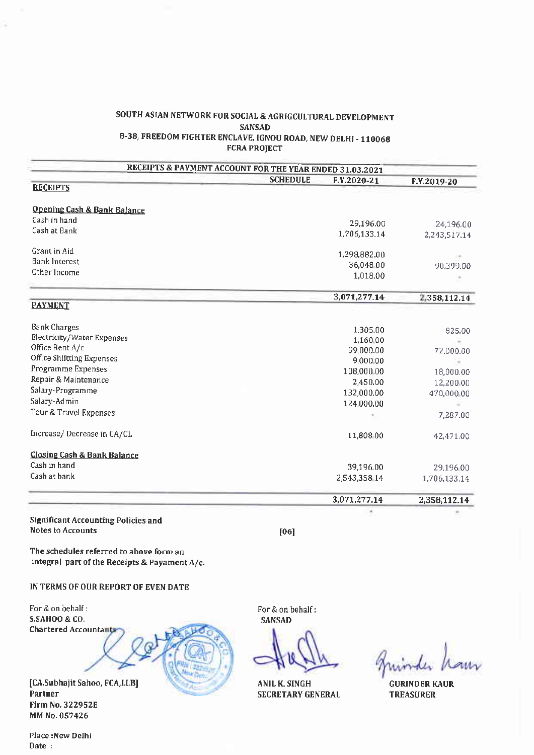SOUTH ASIAN NETWORK FOR SOCIAL & AGRIGCULTURAL DEVELOPMENT

SANSAD

B-38, FREEDOM FIGHTER ENCLAVE, IGNOU ROAD, NEW DELHI - 110068

FCRA PROJECT

| RECEIPTS & PAYMENT ACCOUNT FOR THE YEAR ENDED 31.03.2021 | | | |
|---|---|---|---|
| | SCHEDULE | F.Y.2020-21 | F.Y.2019-20 |
| **RECEIPTS** | | | |
| **Opening Cash & Bank Balance** | | | |
| Cash in hand | | 29,196.00 | 24,196.00 |
| Cash at Bank | | 1,706,133.14 | 2,243,517.14 |
| Grant in Aid | | 1,298,882.00 | - |
| Bank Interest | | 36,048.00 | 90,399.00 |
| Other Income | | 1,018.00 | - |
| | | **3,071,277.14** | **2,358,112.14** |
| **PAYMENT** | | | |
| Bank Charges | | 1,305.00 | 825.00 |
| Electricity/Water Expenses | | 1,160.00 | - |
| Office Rent A/c | | 99,000.00 | 72,000.00 |
| Office Shifting Expenses | | 9,000.00 | - |
| Programme Expenses | | 108,000.00 | 18,000.00 |
| Repair & Maintenance | | 2,450.00 | 12,200.00 |
| Salary-Programme | | 132,000.00 | 470,000.00 |
| Salary-Admin | | 124,000.00 | - |
| Tour & Travel Expenses | | - | 7,287.00 |
| Increase/ Decrease in CA/CL | | 11,808.00 | 42,471.00 |
| **Closing Cash & Bank Balance** | | | |
| Cash in hand | | 39,196.00 | 29,196.00 |
| Cash at bank | | 2,543,358.14 | 1,706,133.14 |
| | | **3,071,277.14** | **2,358,112.14** |
| | | - | - |

**Significant Accounting Policies and Notes to Accounts** [06]

**The schedules referred to above form an integral part of the Receipts & Payament A/c.**

**IN TERMS OF OUR REPORT OF EVEN DATE**

For & on behalf :
**S.SAHOO & CO.**
**Chartered Accountants**

**[CA.Subhajit Sahoo, FCA,LLB]**
**Partner**
**Firm No. 322952E**
**MM No. 057426**

For & on behalf :
**SANSAD**

**ANIL K. SINGH**
**SECRETARY GENERAL**

**GURINDER KAUR**
**TREASURER**

**Place :New Delhi**
**Date :**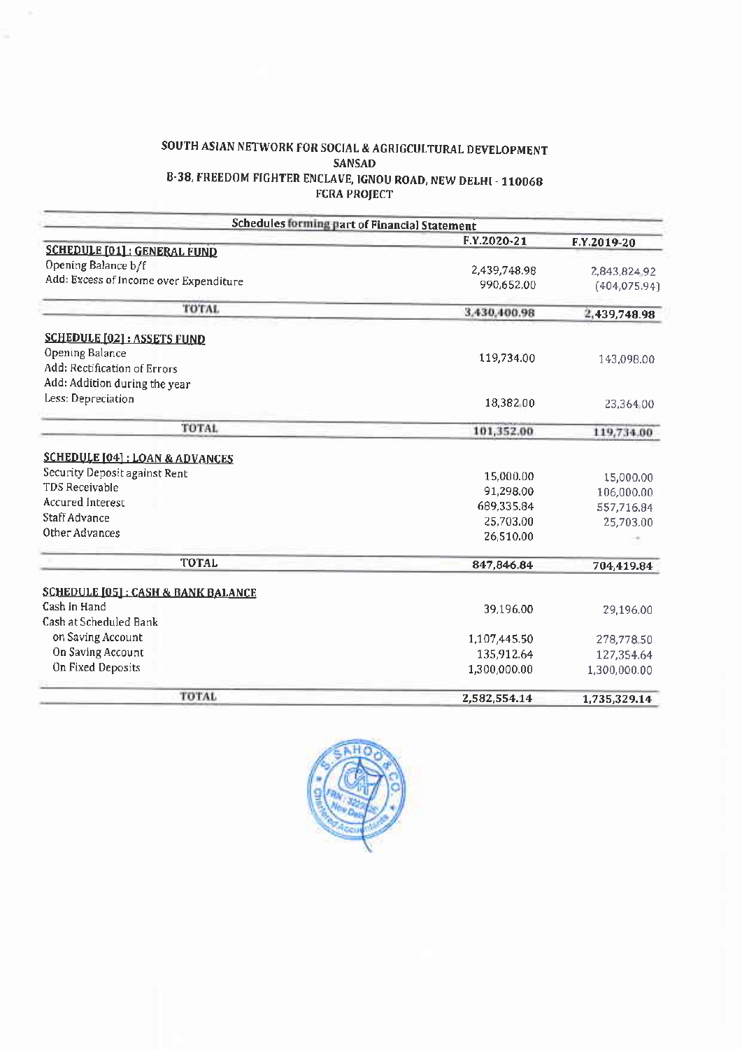# SOUTH ASIAN NETWORK FOR SOCIAL & AGRIGCULTURAL DEVELOPMENT
## SANSAD
### B-38, FREEDOM FIGHTER ENCLAVE, IGNOU ROAD, NEW DELHI - 110068
### FCRA PROJECT

| Schedules forming part of Financial Statement | | |
|---|---|---|
| | F.Y.2020-21 | F.Y.2019-20 |
| **SCHEDULE [01] : GENERAL FUND** | | |
| Opening Balance b/f | 2,439,748.98 | 2,843,824.92 |
| Add: Excess of Income over Expenditure | 990,652.00 | (404,075.94) |
| **TOTAL** | **3,430,400.98** | **2,439,748.98** |
| **SCHEDULE [02] : ASSETS FUND** | | |
| Opening Balance | 119,734.00 | 143,098.00 |
| Add: Rectification of Errors | | |
| Add: Addition during the year | | |
| Less: Depreciation | 18,382.00 | 23,364.00 |
| **TOTAL** | **101,352.00** | **119,734.00** |
| **SCHEDULE [04] : LOAN & ADVANCES** | | |
| Security Deposit against Rent | 15,000.00 | 15,000.00 |
| TDS Receivable | 91,298.00 | 106,000.00 |
| Accured Interest | 689,335.84 | 557,716.84 |
| Staff Advance | 25,703.00 | 25,703.00 |
| Other Advances | 26,510.00 | - |
| **TOTAL** | **847,846.84** | **704,419.84** |
| **SCHEDULE [05] : CASH & BANK BALANCE** | | |
| Cash in Hand | 39,196.00 | 29,196.00 |
| Cash at Scheduled Bank | | |
| on Saving Account | 1,107,445.50 | 278,778.50 |
| On Saving Account | 135,912.64 | 127,354.64 |
| On Fixed Deposits | 1,300,000.00 | 1,300,000.00 |
| **TOTAL** | **2,582,554.14** | **1,735,329.14** |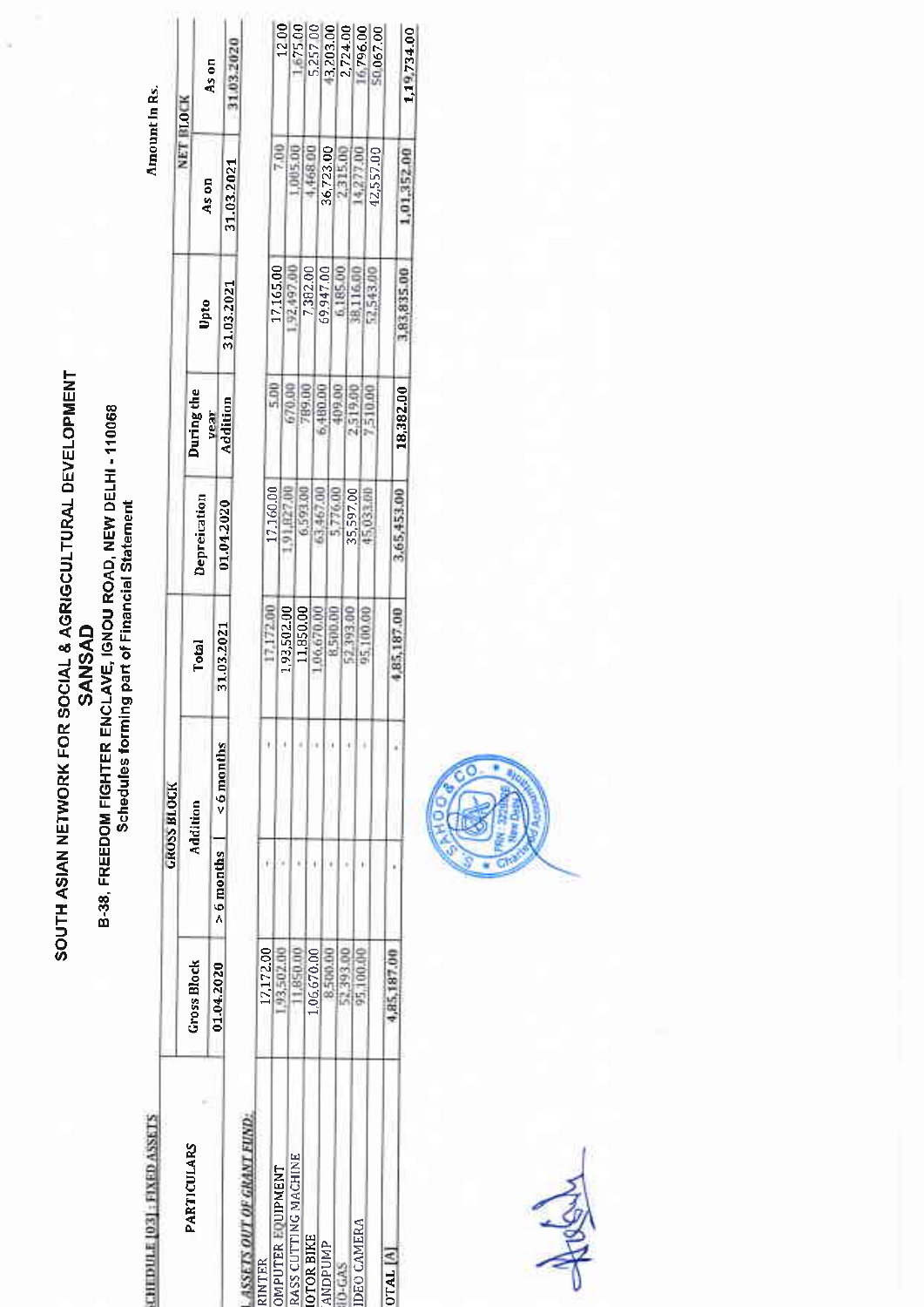# SOUTH ASIAN NETWORK FOR SOCIAL & AGRIGCULTURAL DEVELOPMENT

## SANSAD

B-38, FREEDOM FIGHTER ENCLAVE, IGNOU ROAD, NEW DELHI - 110068

Schedules forming part of Financial Statement

SCHEDULE [03] : FIXED ASSETS

Amount in Rs.

| PARTICULARS | GROSS BLOCK | | | | | | | NET BLOCK | |
|---|---|---|---|---|---|---|---|---|---|
| | Gross Block | Addition | | Total | Depreication | During the year | Upto | As on | As on |
| | 01.04.2020 | > 6 months | < 6 months | 31.03.2021 | 01.04.2020 | Addition | 31.03.2021 | 31.03.2021 | 31.03.2020 |
| *ASSETS OUT OF GRANT FUND:* | | | | | | | | | |
| RINTER | 17,172.00 | - | - | 17,172.00 | 17,160.00 | 5.00 | 17,165.00 | 7.00 | 12.00 |
| OMPUTER EQUIPMENT | 1,93,502.00 | - | - | 1,93,502.00 | 1,91,827.00 | 670.00 | 1,92,497.00 | 1,005.00 | 1,675.00 |
| RASS CUTTING MACHINE | 11,850.00 | - | - | 11,850.00 | 6,593.00 | 789.00 | 7,382.00 | 4,468.00 | 5,257.00 |
| IOTOR BIKE | 1,06,670.00 | - | - | 1,06,670.00 | 63,467.00 | 6,480.00 | 69,947.00 | 36,723.00 | 43,203.00 |
| ANDPUMP | 8,500.00 | - | - | 8,500.00 | 5,776.00 | 409.00 | 6,185.00 | 2,315.00 | 2,724.00 |
| IO-GAS | 52,393.00 | - | - | 52,393.00 | 35,597.00 | 2,519.00 | 38,116.00 | 14,277.00 | 16,796.00 |
| IDEO CAMERA | 95,100.00 | - | - | 95,100.00 | 45,033.00 | 7,510.00 | 52,543.00 | 42,557.00 | 50,067.00 |
| OTAL [A] | 4,85,187.00 | - | - | 4,85,187.00 | 3,65,453.00 | 18,382.00 | 3,83,835.00 | 1,01,352.00 | 1,19,734.00 |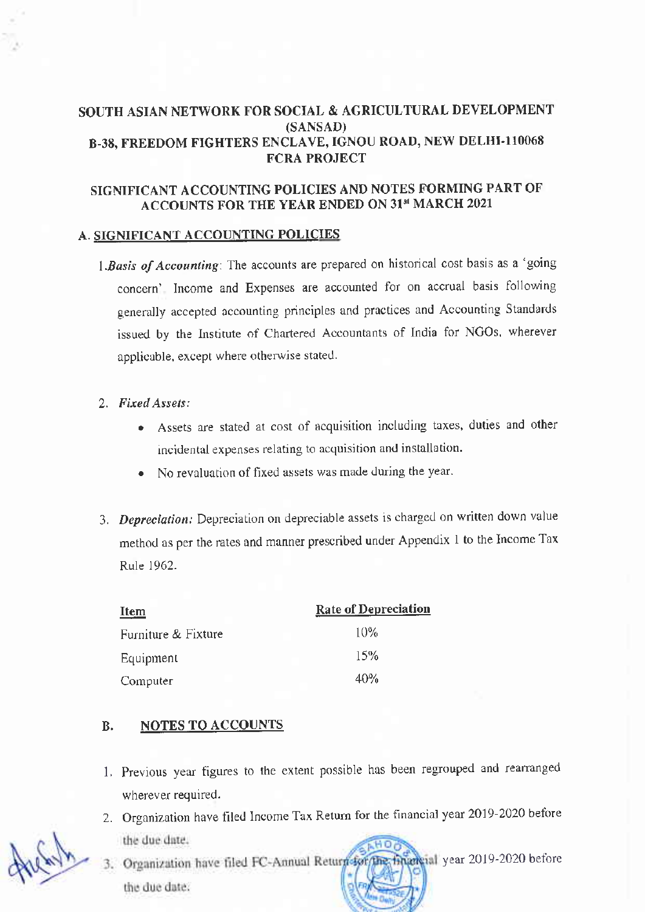# SOUTH ASIAN NETWORK FOR SOCIAL & AGRICULTURAL DEVELOPMENT (SANSAD)
## B-38, FREEDOM FIGHTERS ENCLAVE, IGNOU ROAD, NEW DELHI-110068
## FCRA PROJECT

## SIGNIFICANT ACCOUNTING POLICIES AND NOTES FORMING PART OF ACCOUNTS FOR THE YEAR ENDED ON 31st MARCH 2021

### A. SIGNIFICANT ACCOUNTING POLICIES

1. *Basis of Accounting*: The accounts are prepared on historical cost basis as a 'going concern'. Income and Expenses are accounted for on accrual basis following generally accepted accounting principles and practices and Accounting Standards issued by the Institute of Chartered Accountants of India for NGOs, wherever applicable, except where otherwise stated.

2. *Fixed Assets:*
   - Assets are stated at cost of acquisition including taxes, duties and other incidental expenses relating to acquisition and installation.
   - No revaluation of fixed assets was made during the year.

3. *Depreciation:* Depreciation on depreciable assets is charged on written down value method as per the rates and manner prescribed under Appendix 1 to the Income Tax Rule 1962.

| Item | Rate of Depreciation |
|---|---|
| Furniture & Fixture | 10% |
| Equipment | 15% |
| Computer | 40% |

### B. NOTES TO ACCOUNTS

1. Previous year figures to the extent possible has been regrouped and rearranged wherever required.
2. Organization have filed Income Tax Return for the financial year 2019-2020 before the due date.
3. Organization have filed FC-Annual Return for the financial year 2019-2020 before the due date.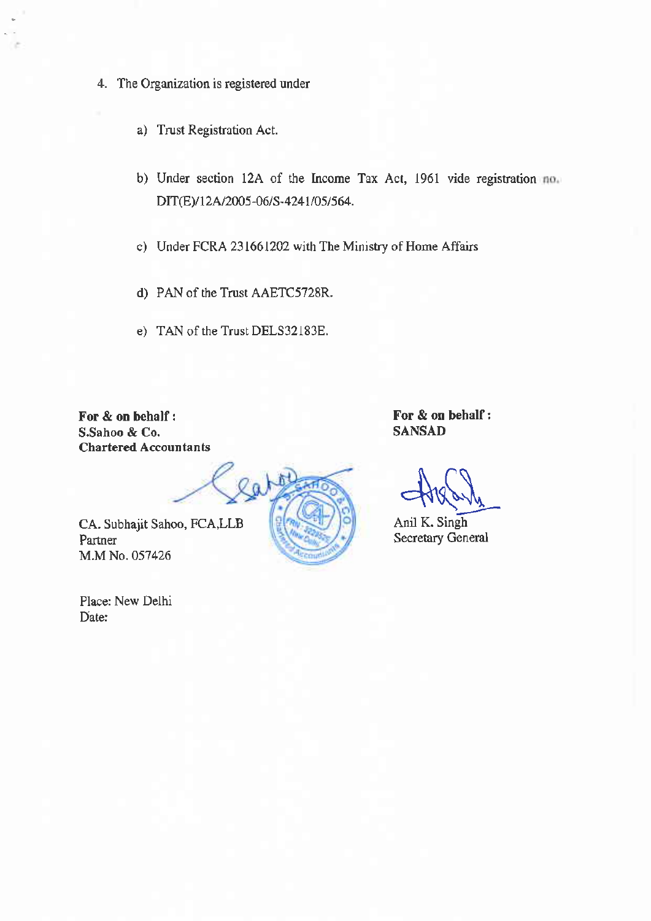4. The Organization is registered under

   a) Trust Registration Act.

   b) Under section 12A of the Income Tax Act, 1961 vide registration no. DIT(E)/12A/2005-06/S-4241/05/564.

   c) Under FCRA 231661202 with The Ministry of Home Affairs

   d) PAN of the Trust AAETC5728R.

   e) TAN of the Trust DELS32183E.

**For & on behalf :**
**S.Sahoo & Co.**
**Chartered Accountants**

CA. Subhajit Sahoo, FCA,LLB
Partner
M.M No. 057426

Place: New Delhi
Date:

**For & on behalf :**
**SANSAD**

Anil K. Singh
Secretary General